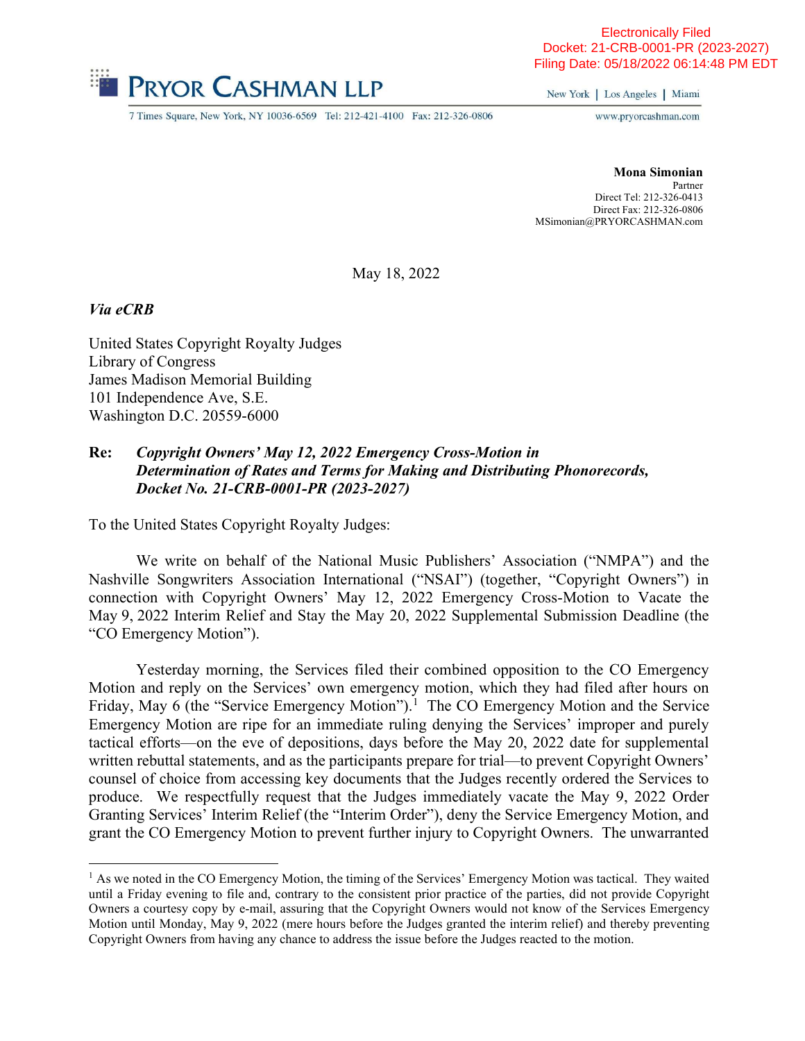Electronically Filed
Docket: 21-CRB-0001-PR (2023-2027)
Filing Date: 05/18/2022 06:14:48 PM EDT

**PRYOR CASHMAN LLP**

New York | Los Angeles | Miami

7 Times Square, New York, NY 10036-6569 Tel: 212-421-4100 Fax: 212-326-0806

www.pryorcashman.com

**Mona Simonian**
Partner
Direct Tel: 212-326-0413
Direct Fax: 212-326-0806
MSimonian@PRYORCASHMAN.com

May 18, 2022

*Via eCRB*

United States Copyright Royalty Judges
Library of Congress
James Madison Memorial Building
101 Independence Ave, S.E.
Washington D.C. 20559-6000

**Re:** ***Copyright Owners' May 12, 2022 Emergency Cross-Motion in Determination of Rates and Terms for Making and Distributing Phonorecords, Docket No. 21-CRB-0001-PR (2023-2027)***

To the United States Copyright Royalty Judges:

We write on behalf of the National Music Publishers' Association ("NMPA") and the Nashville Songwriters Association International ("NSAI") (together, "Copyright Owners") in connection with Copyright Owners' May 12, 2022 Emergency Cross-Motion to Vacate the May 9, 2022 Interim Relief and Stay the May 20, 2022 Supplemental Submission Deadline (the "CO Emergency Motion").

Yesterday morning, the Services filed their combined opposition to the CO Emergency Motion and reply on the Services' own emergency motion, which they had filed after hours on Friday, May 6 (the "Service Emergency Motion").[1] The CO Emergency Motion and the Service Emergency Motion are ripe for an immediate ruling denying the Services' improper and purely tactical efforts—on the eve of depositions, days before the May 20, 2022 date for supplemental written rebuttal statements, and as the participants prepare for trial—to prevent Copyright Owners' counsel of choice from accessing key documents that the Judges recently ordered the Services to produce. We respectfully request that the Judges immediately vacate the May 9, 2022 Order Granting Services' Interim Relief (the "Interim Order"), deny the Service Emergency Motion, and grant the CO Emergency Motion to prevent further injury to Copyright Owners. The unwarranted

[1] As we noted in the CO Emergency Motion, the timing of the Services' Emergency Motion was tactical. They waited until a Friday evening to file and, contrary to the consistent prior practice of the parties, did not provide Copyright Owners a courtesy copy by e-mail, assuring that the Copyright Owners would not know of the Services Emergency Motion until Monday, May 9, 2022 (mere hours before the Judges granted the interim relief) and thereby preventing Copyright Owners from having any chance to address the issue before the Judges reacted to the motion.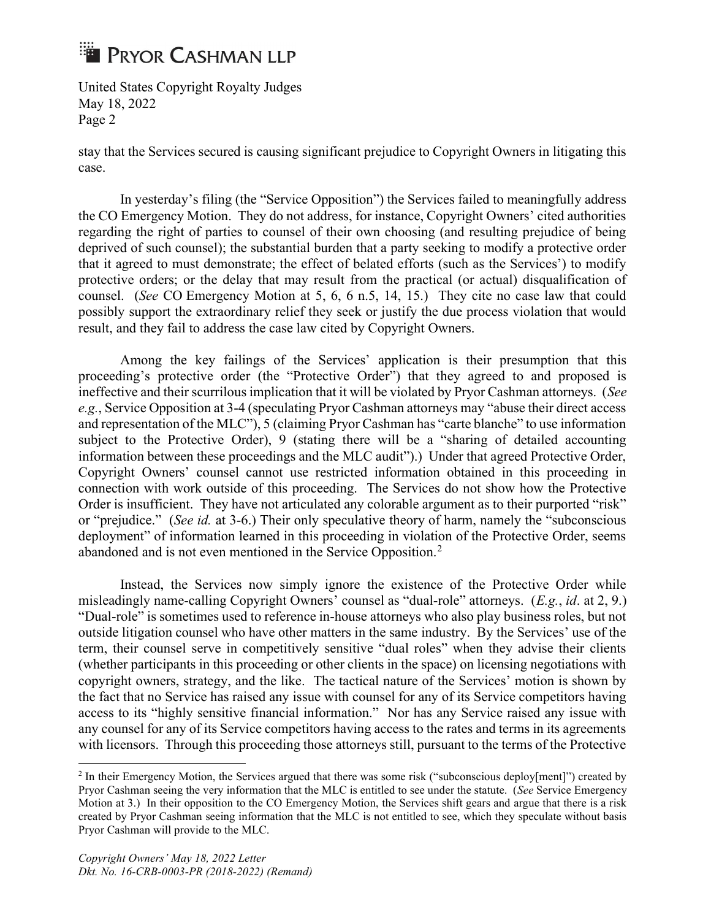stay that the Services secured is causing significant prejudice to Copyright Owners in litigating this case.

In yesterday's filing (the "Service Opposition") the Services failed to meaningfully address the CO Emergency Motion. They do not address, for instance, Copyright Owners' cited authorities regarding the right of parties to counsel of their own choosing (and resulting prejudice of being deprived of such counsel); the substantial burden that a party seeking to modify a protective order that it agreed to must demonstrate; the effect of belated efforts (such as the Services') to modify protective orders; or the delay that may result from the practical (or actual) disqualification of counsel. (*See* CO Emergency Motion at 5, 6, 6 n.5, 14, 15.) They cite no case law that could possibly support the extraordinary relief they seek or justify the due process violation that would result, and they fail to address the case law cited by Copyright Owners.

Among the key failings of the Services' application is their presumption that this proceeding's protective order (the "Protective Order") that they agreed to and proposed is ineffective and their scurrilous implication that it will be violated by Pryor Cashman attorneys. (*See e.g.*, Service Opposition at 3-4 (speculating Pryor Cashman attorneys may "abuse their direct access and representation of the MLC"), 5 (claiming Pryor Cashman has "carte blanche" to use information subject to the Protective Order), 9 (stating there will be a "sharing of detailed accounting information between these proceedings and the MLC audit").) Under that agreed Protective Order, Copyright Owners' counsel cannot use restricted information obtained in this proceeding in connection with work outside of this proceeding. The Services do not show how the Protective Order is insufficient. They have not articulated any colorable argument as to their purported "risk" or "prejudice." (*See id.* at 3-6.) Their only speculative theory of harm, namely the "subconscious deployment" of information learned in this proceeding in violation of the Protective Order, seems abandoned and is not even mentioned in the Service Opposition.[2]

Instead, the Services now simply ignore the existence of the Protective Order while misleadingly name-calling Copyright Owners' counsel as "dual-role" attorneys. (*E.g.*, *id*. at 2, 9.) "Dual-role" is sometimes used to reference in-house attorneys who also play business roles, but not outside litigation counsel who have other matters in the same industry. By the Services' use of the term, their counsel serve in competitively sensitive "dual roles" when they advise their clients (whether participants in this proceeding or other clients in the space) on licensing negotiations with copyright owners, strategy, and the like. The tactical nature of the Services' motion is shown by the fact that no Service has raised any issue with counsel for any of its Service competitors having access to its "highly sensitive financial information." Nor has any Service raised any issue with any counsel for any of its Service competitors having access to the rates and terms in its agreements with licensors. Through this proceeding those attorneys still, pursuant to the terms of the Protective

[2] In their Emergency Motion, the Services argued that there was some risk ("subconscious deploy[ment]") created by Pryor Cashman seeing the very information that the MLC is entitled to see under the statute. (*See* Service Emergency Motion at 3.) In their opposition to the CO Emergency Motion, the Services shift gears and argue that there is a risk created by Pryor Cashman seeing information that the MLC is not entitled to see, which they speculate without basis Pryor Cashman will provide to the MLC.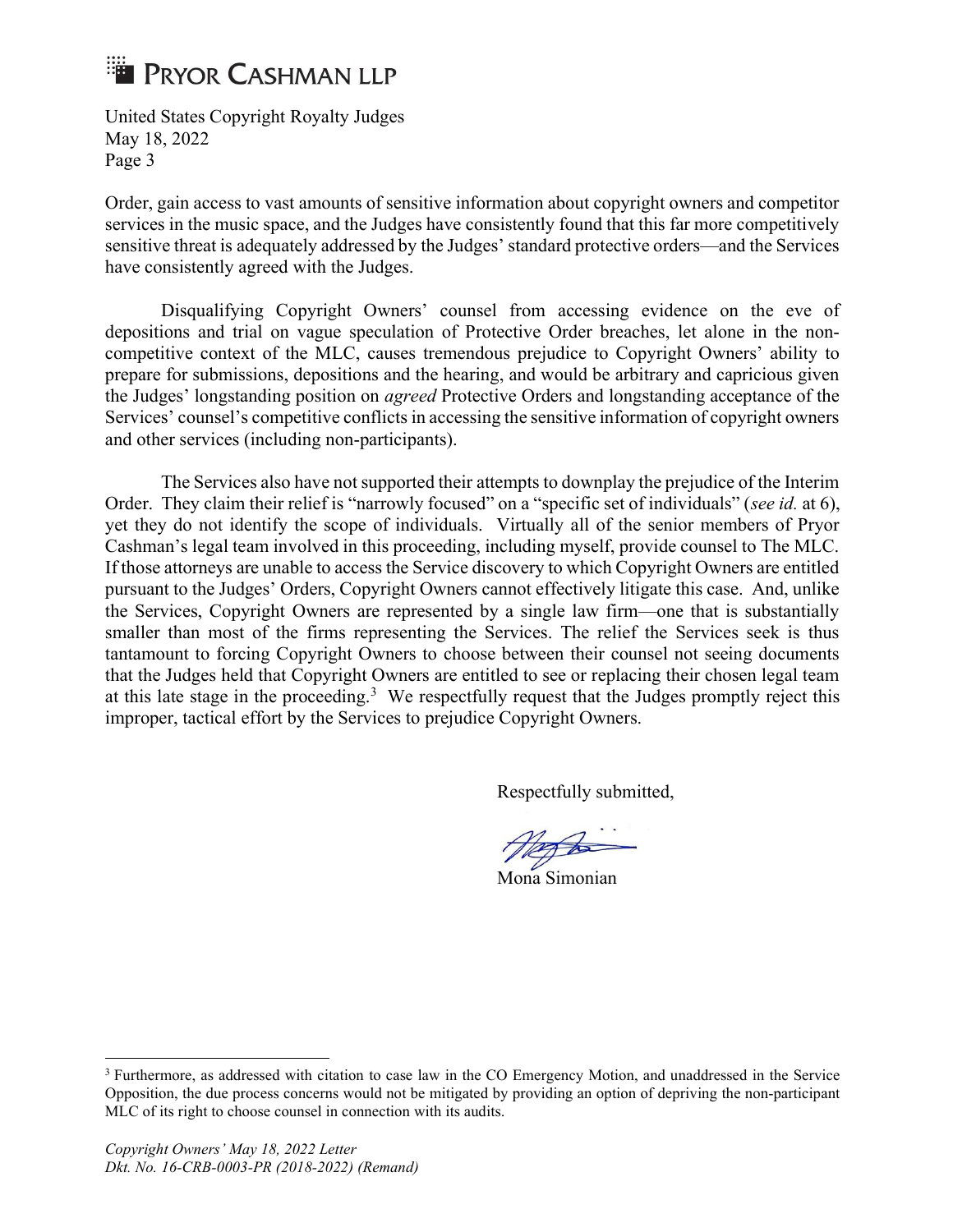Order, gain access to vast amounts of sensitive information about copyright owners and competitor services in the music space, and the Judges have consistently found that this far more competitively sensitive threat is adequately addressed by the Judges' standard protective orders—and the Services have consistently agreed with the Judges.

Disqualifying Copyright Owners' counsel from accessing evidence on the eve of depositions and trial on vague speculation of Protective Order breaches, let alone in the non-competitive context of the MLC, causes tremendous prejudice to Copyright Owners' ability to prepare for submissions, depositions and the hearing, and would be arbitrary and capricious given the Judges' longstanding position on *agreed* Protective Orders and longstanding acceptance of the Services' counsel's competitive conflicts in accessing the sensitive information of copyright owners and other services (including non-participants).

The Services also have not supported their attempts to downplay the prejudice of the Interim Order. They claim their relief is "narrowly focused" on a "specific set of individuals" (*see id.* at 6), yet they do not identify the scope of individuals. Virtually all of the senior members of Pryor Cashman's legal team involved in this proceeding, including myself, provide counsel to The MLC. If those attorneys are unable to access the Service discovery to which Copyright Owners are entitled pursuant to the Judges' Orders, Copyright Owners cannot effectively litigate this case. And, unlike the Services, Copyright Owners are represented by a single law firm—one that is substantially smaller than most of the firms representing the Services. The relief the Services seek is thus tantamount to forcing Copyright Owners to choose between their counsel not seeing documents that the Judges held that Copyright Owners are entitled to see or replacing their chosen legal team at this late stage in the proceeding.[3] We respectfully request that the Judges promptly reject this improper, tactical effort by the Services to prejudice Copyright Owners.

Respectfully submitted,

Mona Simonian

[3] Furthermore, as addressed with citation to case law in the CO Emergency Motion, and unaddressed in the Service Opposition, the due process concerns would not be mitigated by providing an option of depriving the non-participant MLC of its right to choose counsel in connection with its audits.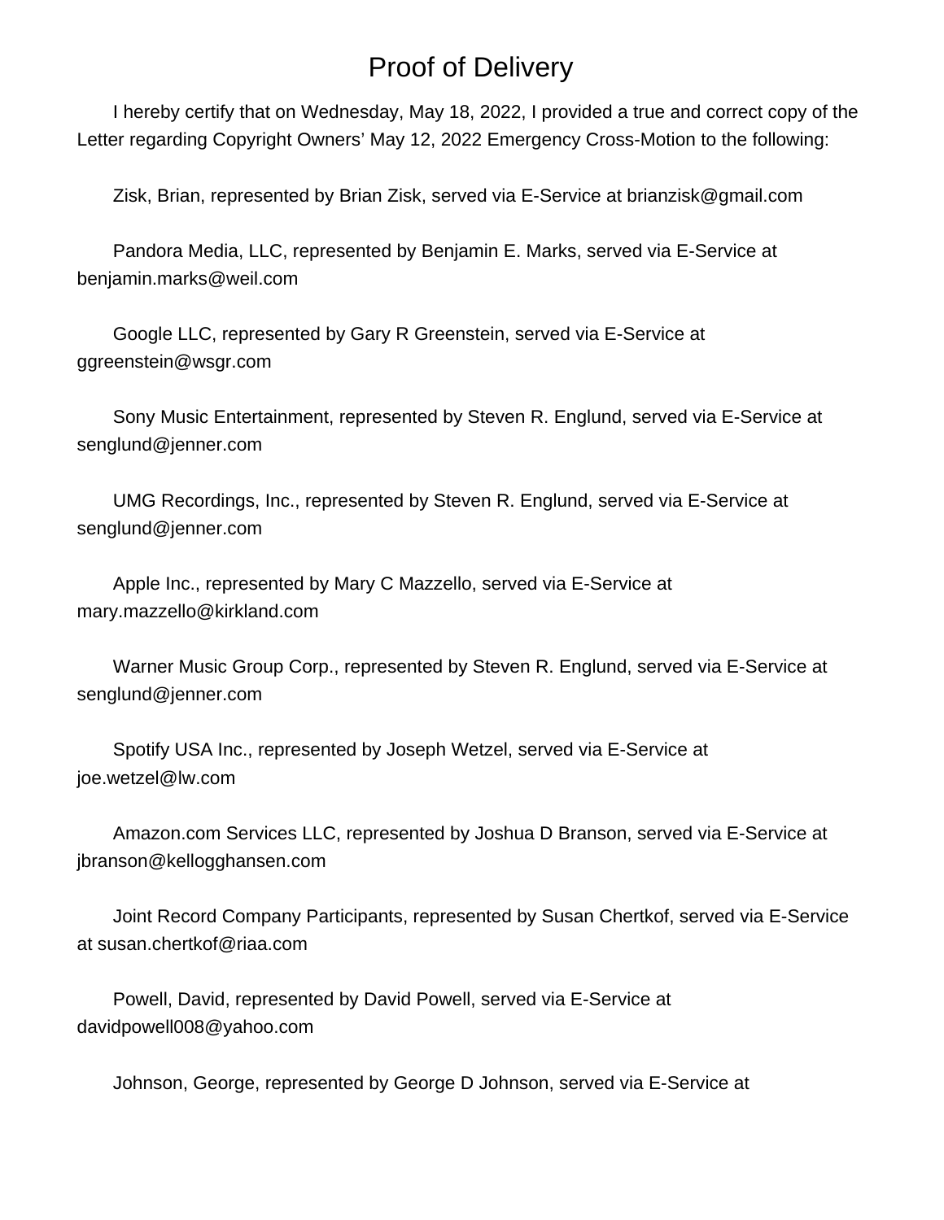# Proof of Delivery

I hereby certify that on Wednesday, May 18, 2022, I provided a true and correct copy of the Letter regarding Copyright Owners' May 12, 2022 Emergency Cross-Motion to the following:

Zisk, Brian, represented by Brian Zisk, served via E-Service at brianzisk@gmail.com

Pandora Media, LLC, represented by Benjamin E. Marks, served via E-Service at benjamin.marks@weil.com

Google LLC, represented by Gary R Greenstein, served via E-Service at ggreenstein@wsgr.com

Sony Music Entertainment, represented by Steven R. Englund, served via E-Service at senglund@jenner.com

UMG Recordings, Inc., represented by Steven R. Englund, served via E-Service at senglund@jenner.com

Apple Inc., represented by Mary C Mazzello, served via E-Service at mary.mazzello@kirkland.com

Warner Music Group Corp., represented by Steven R. Englund, served via E-Service at senglund@jenner.com

Spotify USA Inc., represented by Joseph Wetzel, served via E-Service at joe.wetzel@lw.com

Amazon.com Services LLC, represented by Joshua D Branson, served via E-Service at jbranson@kellogghansen.com

Joint Record Company Participants, represented by Susan Chertkof, served via E-Service at susan.chertkof@riaa.com

Powell, David, represented by David Powell, served via E-Service at davidpowell008@yahoo.com

Johnson, George, represented by George D Johnson, served via E-Service at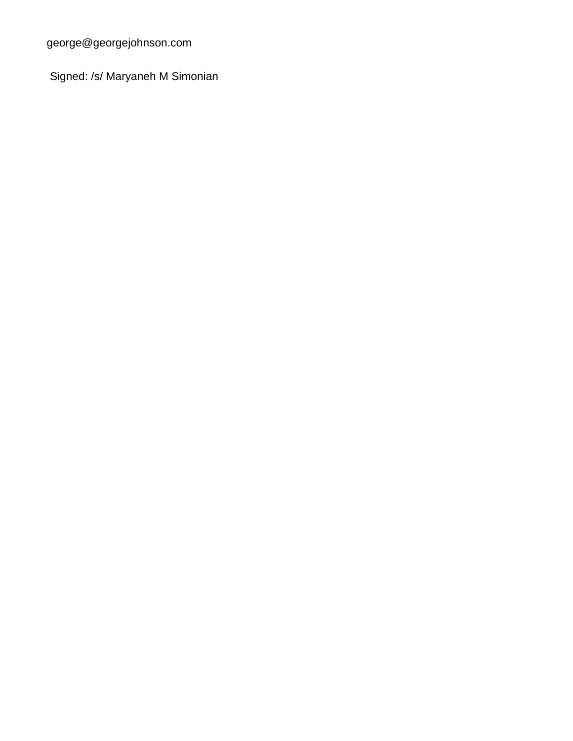george@georgejohnson.com

Signed: /s/ Maryaneh M Simonian